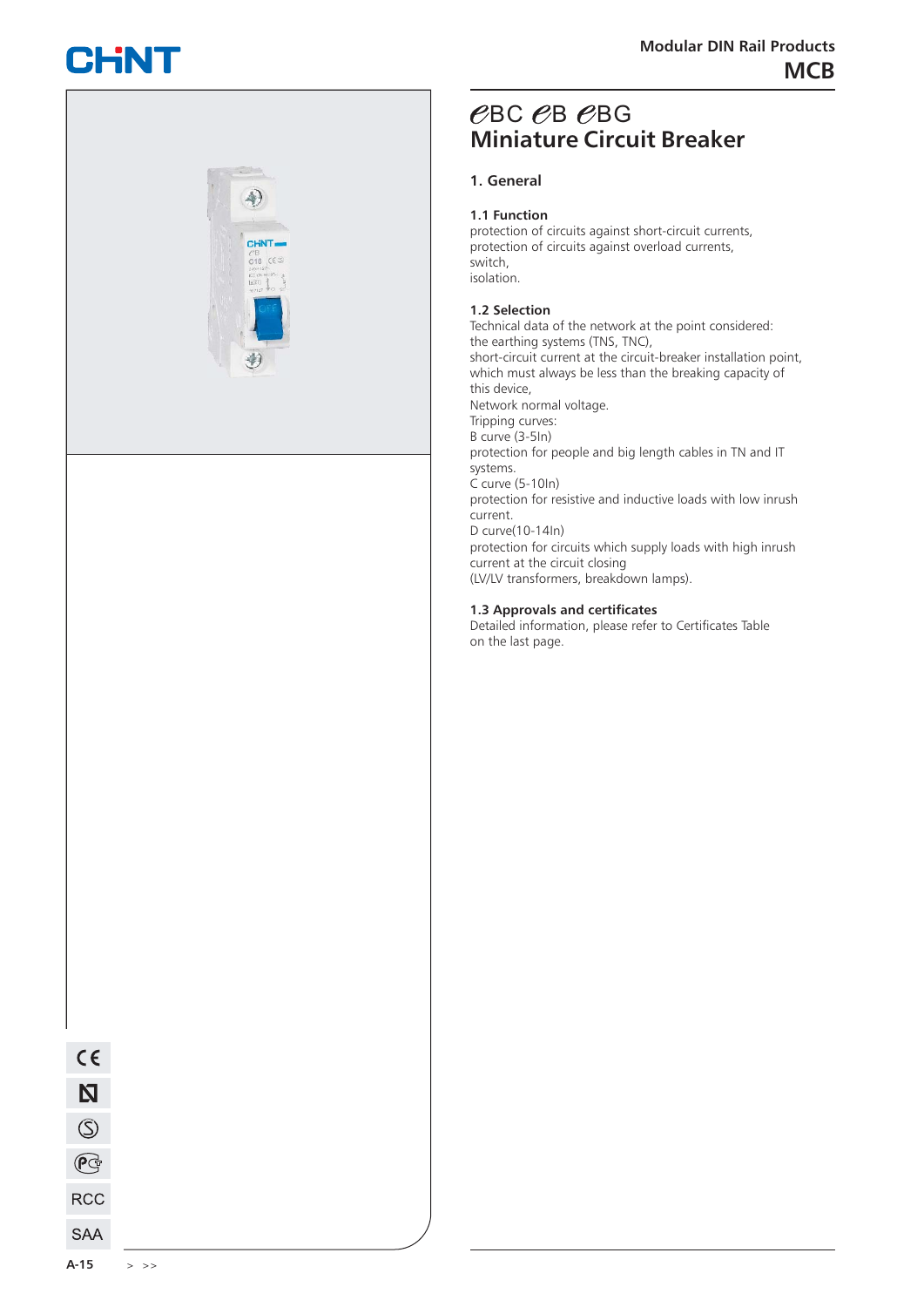# eBC eB eBG Miniature Circuit Breaker

## 1. General

### 1.1 Function

protection of circuits against short-circuit currents,
protection of circuits against overload currents,
switch,
isolation.

### 1.2 Selection

Technical data of the network at the point considered:
the earthing systems (TNS, TNC),
short-circuit current at the circuit-breaker installation point, which must always be less than the breaking capacity of this device,
Network normal voltage.
Tripping curves:
B curve (3-5In)
protection for people and big length cables in TN and IT systems.
C curve (5-10In)
protection for resistive and inductive loads with low inrush current.
D curve(10-14In)
protection for circuits which supply loads with high inrush current at the circuit closing
(LV/LV transformers, breakdown lamps).

### 1.3 Approvals and certificates

Detailed information, please refer to Certificates Table on the last page.

RCC

SAA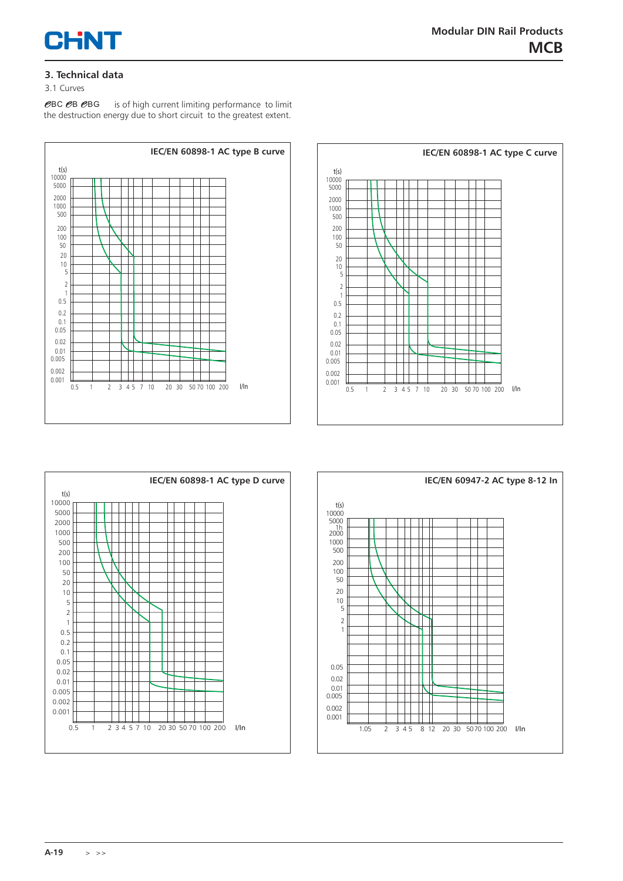## 3. Technical data

3.1 Curves

ƏBC ƏB ƏBG is of high current limiting performance to limit the destruction energy due to short circuit to the greatest extent.

**IEC/EN 60898-1 AC type B curve**

t(s)
10000 5000 2000 1000 500 200 100 50 20 10 5 2 1 0.5 0.2 0.1 0.05 0.02 0.01 0.005 0.002 0.001

0.5 1 2 3 4 5 7 10 20 30 50 70 100 200 I/In

**IEC/EN 60898-1 AC type C curve**

t(s)
10000 5000 2000 1000 500 200 100 50 20 10 5 2 1 0.5 0.2 0.1 0.05 0.02 0.01 0.005 0.002 0.001

0.5 1 2 3 4 5 7 10 20 30 50 70 100 200 I/In

**IEC/EN 60898-1 AC type D curve**

t(s)
10000 5000 2000 1000 500 200 100 50 20 10 5 2 1 0.5 0.2 0.1 0.05 0.02 0.01 0.005 0.002 0.001

0.5 1 2 3 4 5 7 10 20 30 50 70 100 200 I/In

**IEC/EN 60947-2 AC type 8-12 In**

t(s)
10000 5000 1h 2000 1000 500 200 100 50 20 10 5 2 1 0.05 0.02 0.01 0.005 0.002 0.001

1.05 2 3 4 5 8 12 20 30 50 70 100 200 I/In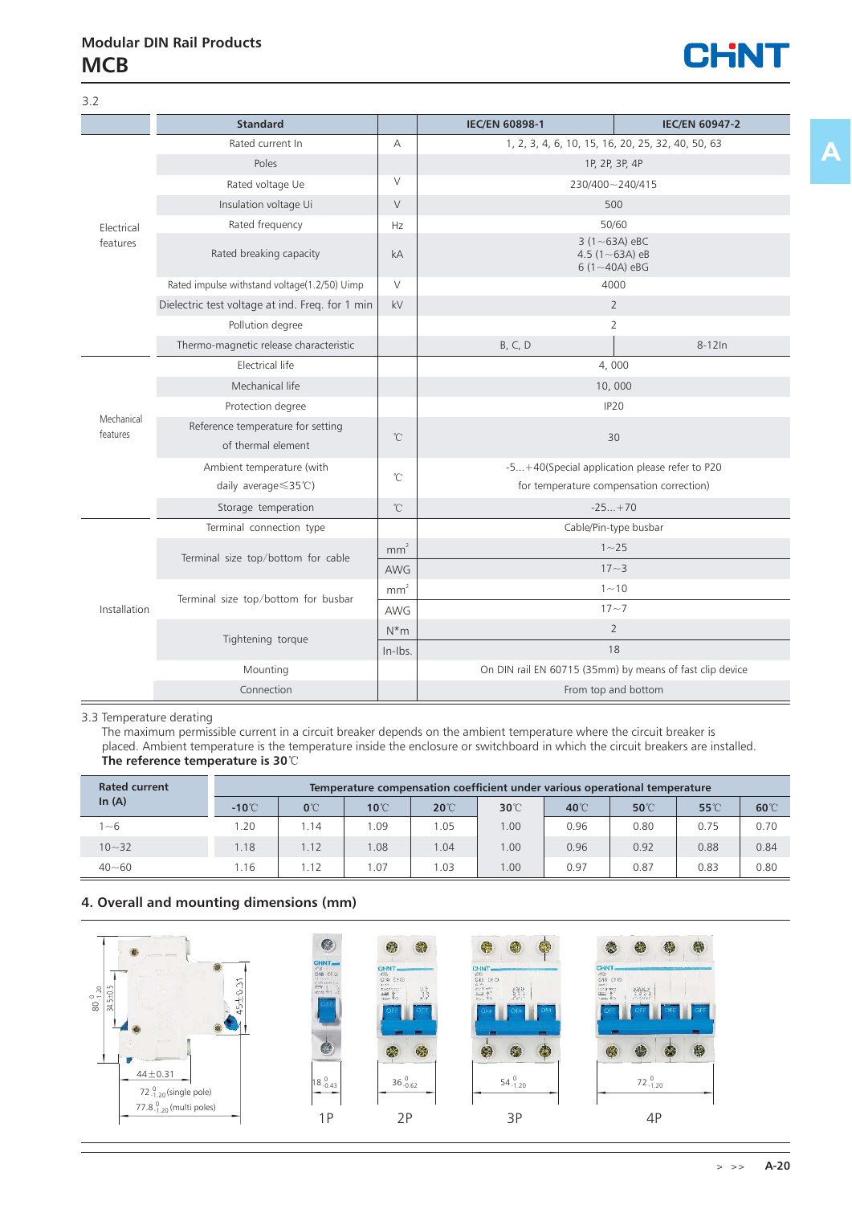## Modular DIN Rail Products
# MCB

3.2

| | Standard | | IEC/EN 60898-1 | IEC/EN 60947-2 |
|---|---|---|---|---|
| Electrical features | Rated current In | A | 1, 2, 3, 4, 6, 10, 15, 16, 20, 25, 32, 40, 50, 63 | |
| | Poles | | 1P, 2P, 3P, 4P | |
| | Rated voltage Ue | V | 230/400~240/415 | |
| | Insulation voltage Ui | V | 500 | |
| | Rated frequency | Hz | 50/60 | |
| | Rated breaking capacity | kA | 3 (1~63A) eBC<br>4.5 (1~63A) eB<br>6 (1~40A) eBG | |
| | Rated impulse withstand voltage(1.2/50) Uimp | V | 4000 | |
| | Dielectric test voltage at ind. Freq. for 1 min | kV | 2 | |
| | Pollution degree | | 2 | |
| | Thermo-magnetic release characteristic | | B, C, D | 8-12In |
| Mechanical features | Electrical life | | 4, 000 | |
| | Mechanical life | | 10, 000 | |
| | Protection degree | | IP20 | |
| | Reference temperature for setting of thermal element | ℃ | 30 | |
| | Ambient temperature (with daily average≤35℃) | ℃ | -5...+40(Special application please refer to P20 for temperature compensation correction) | |
| | Storage temperation | ℃ | -25...+70 | |
| Installation | Terminal connection type | | Cable/Pin-type busbar | |
| | Terminal size top/bottom for cable | $mm^2$ | 1~25 | |
| | | AWG | 17~3 | |
| | Terminal size top/bottom for busbar | $mm^2$ | 1~10 | |
| | | AWG | 17~7 | |
| | Tightening torque | N*m | 2 | |
| | | In-lbs. | 18 | |
| | Mounting | | On DIN rail EN 60715 (35mm) by means of fast clip device | |
| | Connection | | From top and bottom | |

3.3 Temperature derating

The maximum permissible current in a circuit breaker depends on the ambient temperature where the circuit breaker is placed. Ambient temperature is the temperature inside the enclosure or switchboard in which the circuit breakers are installed.

**The reference temperature is 30℃**

| Rated current In (A) | Temperature compensation coefficient under various operational temperature | | | | | | | | |
|---|---|---|---|---|---|---|---|---|---|
| | -10℃ | 0℃ | 10℃ | 20℃ | 30℃ | 40℃ | 50℃ | 55℃ | 60℃ |
| 1~6 | 1.20 | 1.14 | 1.09 | 1.05 | 1.00 | 0.96 | 0.80 | 0.75 | 0.70 |
| 10~32 | 1.18 | 1.12 | 1.08 | 1.04 | 1.00 | 0.96 | 0.92 | 0.88 | 0.84 |
| 40~60 | 1.16 | 1.12 | 1.07 | 1.03 | 1.00 | 0.97 | 0.87 | 0.83 | 0.80 |

## 4. Overall and mounting dimensions (mm)

$80^{\ 0}_{-1.20}$
$34.5\pm0.5$
$45\pm0.31$
$44\pm0.31$
$72^{\ 0}_{-1.20}$ (single pole)
$77.8^{\ 0}_{-1.20}$ (multi poles)

$18^{\ 0}_{-0.43}$
1P

$36^{\ 0}_{-0.62}$
2P

$54^{\ 0}_{-1.20}$
3P

$72^{\ 0}_{-1.20}$
4P